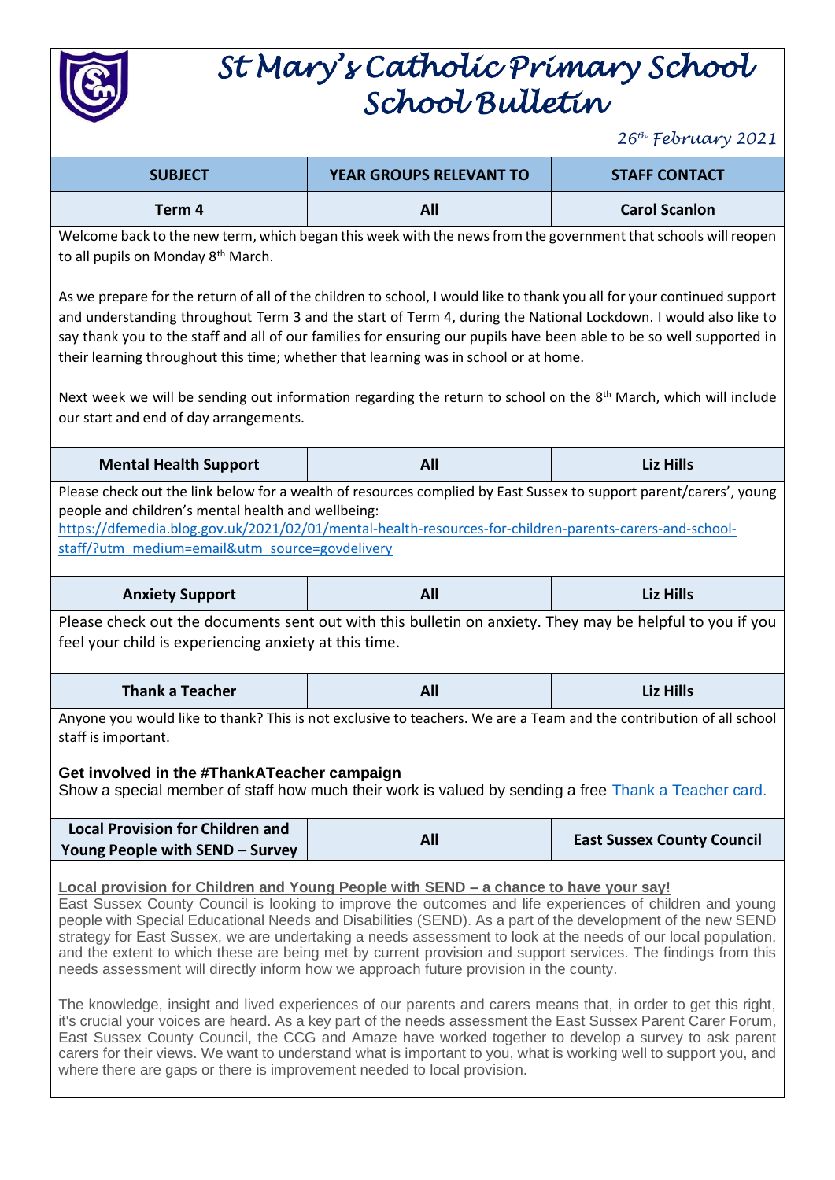# St Mary's Catholic Primary School
# School Bulletin

*26th February 2021*

| SUBJECT | YEAR GROUPS RELEVANT TO | STAFF CONTACT |
|---|---|---|
| Term 4 | All | Carol Scanlon |

Welcome back to the new term, which began this week with the news from the government that schools will reopen to all pupils on Monday 8th March.

As we prepare for the return of all of the children to school, I would like to thank you all for your continued support and understanding throughout Term 3 and the start of Term 4, during the National Lockdown. I would also like to say thank you to the staff and all of our families for ensuring our pupils have been able to be so well supported in their learning throughout this time; whether that learning was in school or at home.

Next week we will be sending out information regarding the return to school on the 8th March, which will include our start and end of day arrangements.

| SUBJECT | YEAR GROUPS RELEVANT TO | STAFF CONTACT |
|---|---|---|
| Mental Health Support | All | Liz Hills |

Please check out the link below for a wealth of resources complied by East Sussex to support parent/carers', young people and children's mental health and wellbeing:
https://dfemedia.blog.gov.uk/2021/02/01/mental-health-resources-for-children-parents-carers-and-school-staff/?utm_medium=email&utm_source=govdelivery

| SUBJECT | YEAR GROUPS RELEVANT TO | STAFF CONTACT |
|---|---|---|
| Anxiety Support | All | Liz Hills |

Please check out the documents sent out with this bulletin on anxiety. They may be helpful to you if you feel your child is experiencing anxiety at this time.

| SUBJECT | YEAR GROUPS RELEVANT TO | STAFF CONTACT |
|---|---|---|
| Thank a Teacher | All | Liz Hills |

Anyone you would like to thank? This is not exclusive to teachers. We are a Team and the contribution of all school staff is important.

**Get involved in the #ThankATeacher campaign**
Show a special member of staff how much their work is valued by sending a free Thank a Teacher card.

| SUBJECT | YEAR GROUPS RELEVANT TO | STAFF CONTACT |
|---|---|---|
| Local Provision for Children and Young People with SEND – Survey | All | East Sussex County Council |

**Local provision for Children and Young People with SEND – a chance to have your say!**
East Sussex County Council is looking to improve the outcomes and life experiences of children and young people with Special Educational Needs and Disabilities (SEND). As a part of the development of the new SEND strategy for East Sussex, we are undertaking a needs assessment to look at the needs of our local population, and the extent to which these are being met by current provision and support services. The findings from this needs assessment will directly inform how we approach future provision in the county.

The knowledge, insight and lived experiences of our parents and carers means that, in order to get this right, it's crucial your voices are heard. As a key part of the needs assessment the East Sussex Parent Carer Forum, East Sussex County Council, the CCG and Amaze have worked together to develop a survey to ask parent carers for their views. We want to understand what is important to you, what is working well to support you, and where there are gaps or there is improvement needed to local provision.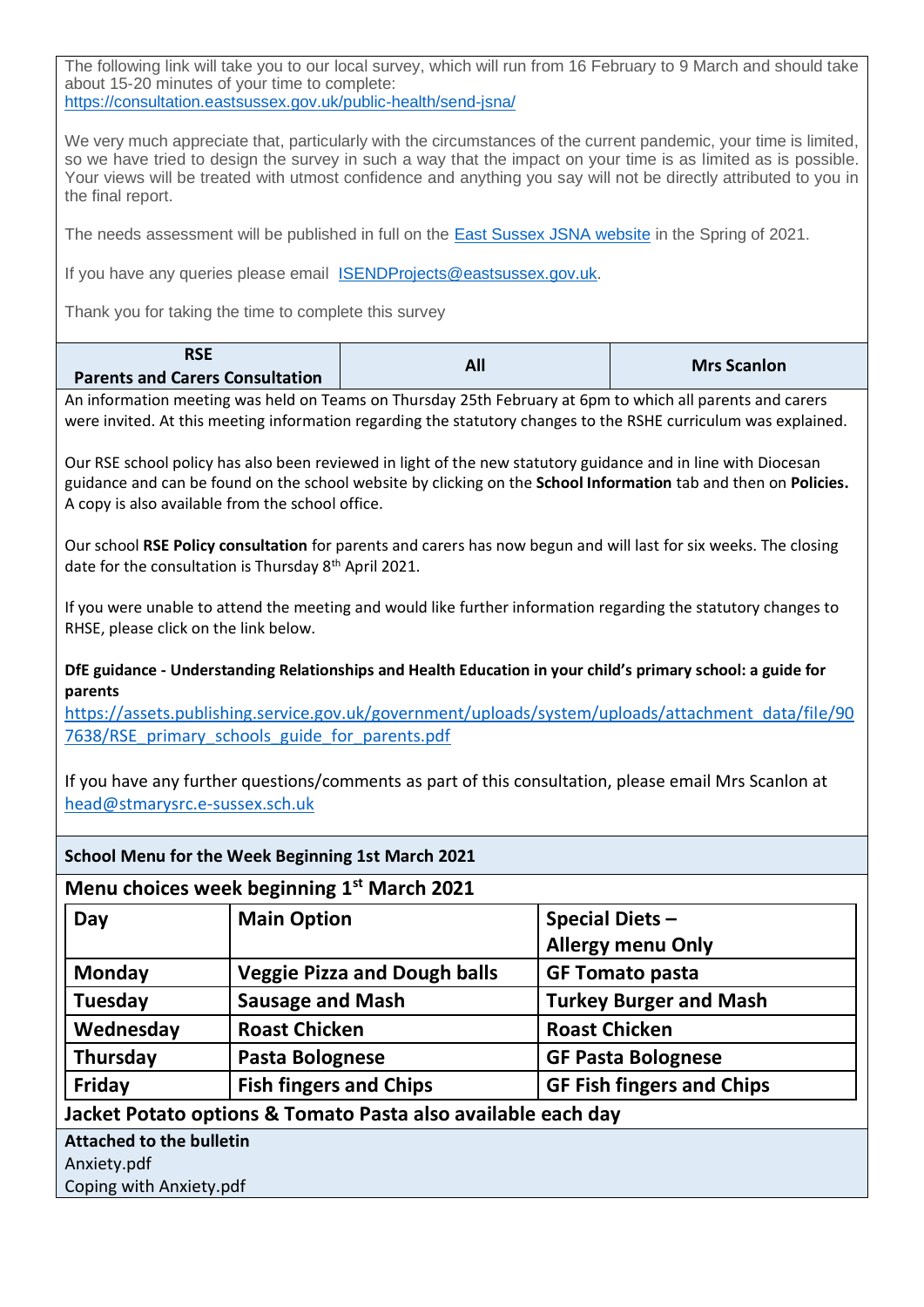The following link will take you to our local survey, which will run from 16 February to 9 March and should take about 15-20 minutes of your time to complete:
https://consultation.eastsussex.gov.uk/public-health/send-jsna/

We very much appreciate that, particularly with the circumstances of the current pandemic, your time is limited, so we have tried to design the survey in such a way that the impact on your time is as limited as is possible. Your views will be treated with utmost confidence and anything you say will not be directly attributed to you in the final report.

The needs assessment will be published in full on the East Sussex JSNA website in the Spring of 2021.

If you have any queries please email ISENDProjects@eastsussex.gov.uk.

Thank you for taking the time to complete this survey

| **RSE Parents and Carers Consultation** | **All** | **Mrs Scanlon** |
|---|---|---|

An information meeting was held on Teams on Thursday 25th February at 6pm to which all parents and carers were invited. At this meeting information regarding the statutory changes to the RSHE curriculum was explained.

Our RSE school policy has also been reviewed in light of the new statutory guidance and in line with Diocesan guidance and can be found on the school website by clicking on the **School Information** tab and then on **Policies.** A copy is also available from the school office.

Our school **RSE Policy consultation** for parents and carers has now begun and will last for six weeks. The closing date for the consultation is Thursday 8th April 2021.

If you were unable to attend the meeting and would like further information regarding the statutory changes to RHSE, please click on the link below.

**DfE guidance - Understanding Relationships and Health Education in your child's primary school: a guide for parents**
https://assets.publishing.service.gov.uk/government/uploads/system/uploads/attachment_data/file/907638/RSE_primary_schools_guide_for_parents.pdf

If you have any further questions/comments as part of this consultation, please email Mrs Scanlon at head@stmarysrc.e-sussex.sch.uk

**School Menu for the Week Beginning 1st March 2021**

**Menu choices week beginning 1st March 2021**

| **Day** | **Main Option** | **Special Diets – Allergy menu Only** |
|---|---|---|
| **Monday** | **Veggie Pizza and Dough balls** | **GF Tomato pasta** |
| **Tuesday** | **Sausage and Mash** | **Turkey Burger and Mash** |
| **Wednesday** | **Roast Chicken** | **Roast Chicken** |
| **Thursday** | **Pasta Bolognese** | **GF Pasta Bolognese** |
| **Friday** | **Fish fingers and Chips** | **GF Fish fingers and Chips** |

**Jacket Potato options & Tomato Pasta also available each day**

**Attached to the bulletin**

Anxiety.pdf

Coping with Anxiety.pdf